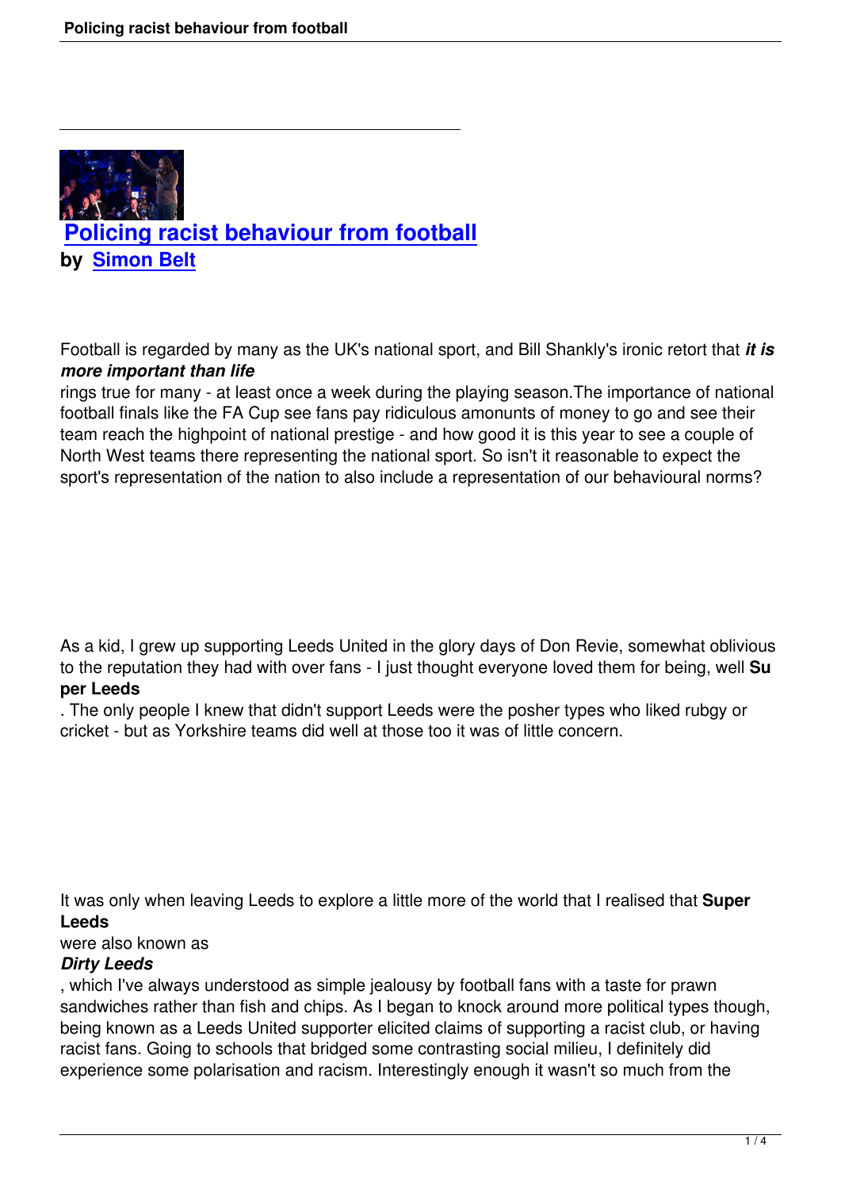# Policing racist behaviour from football

**by Simon Belt**

Football is regarded by many as the UK's national sport, and Bill Shankly's ironic retort that ***it is more important than life*** rings true for many - at least once a week during the playing season.The importance of national football finals like the FA Cup see fans pay ridiculous amonunts of money to go and see their team reach the highpoint of national prestige - and how good it is this year to see a couple of North West teams there representing the national sport. So isn't it reasonable to expect the sport's representation of the nation to also include a representation of our behavioural norms?

As a kid, I grew up supporting Leeds United in the glory days of Don Revie, somewhat oblivious to the reputation they had with over fans - I just thought everyone loved them for being, well **Super Leeds**. The only people I knew that didn't support Leeds were the posher types who liked rubgy or cricket - but as Yorkshire teams did well at those too it was of little concern.

It was only when leaving Leeds to explore a little more of the world that I realised that **Super Leeds** were also known as ***Dirty Leeds***, which I've always understood as simple jealousy by football fans with a taste for prawn sandwiches rather than fish and chips. As I began to knock around more political types though, being known as a Leeds United supporter elicited claims of supporting a racist club, or having racist fans. Going to schools that bridged some contrasting social milieu, I definitely did experience some polarisation and racism. Interestingly enough it wasn't so much from the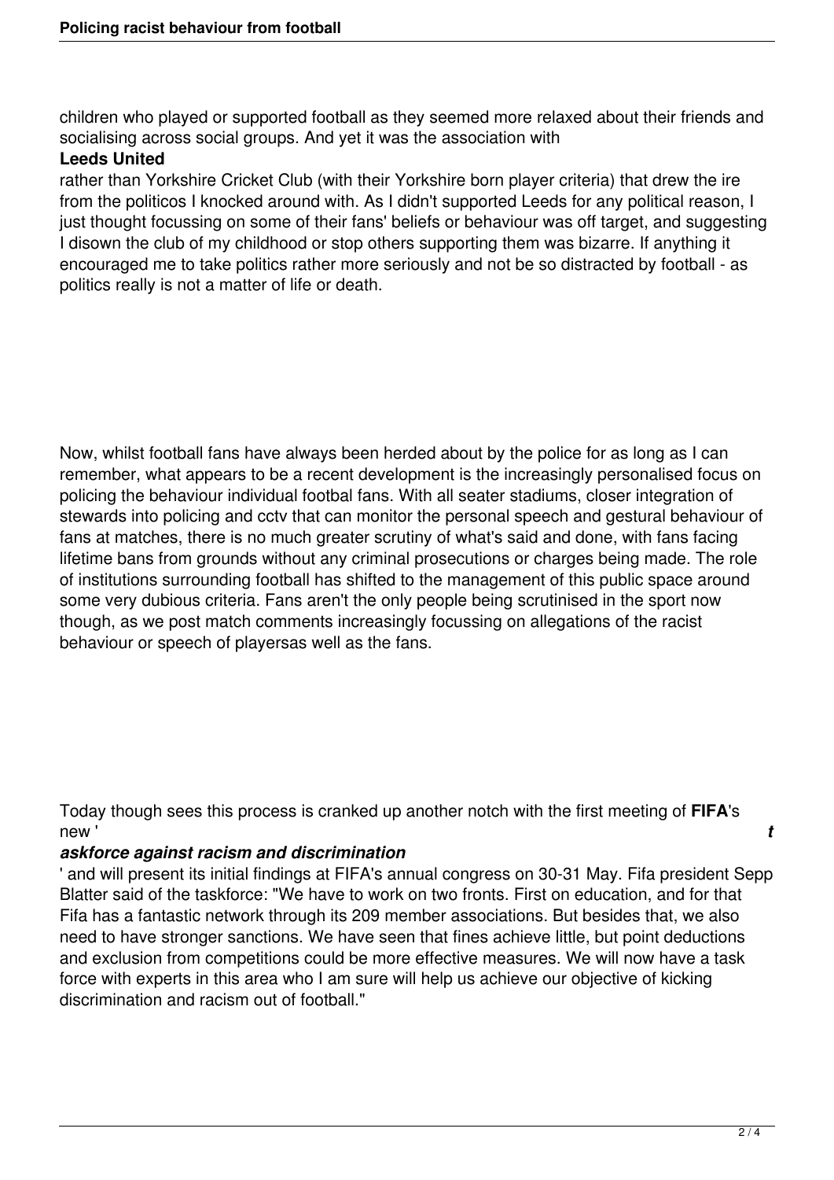children who played or supported football as they seemed more relaxed about their friends and socialising across social groups. And yet it was the association with **Leeds United** rather than Yorkshire Cricket Club (with their Yorkshire born player criteria) that drew the ire from the politicos I knocked around with. As I didn't supported Leeds for any political reason, I just thought focussing on some of their fans' beliefs or behaviour was off target, and suggesting I disown the club of my childhood or stop others supporting them was bizarre. If anything it encouraged me to take politics rather more seriously and not be so distracted by football - as politics really is not a matter of life or death.

Now, whilst football fans have always been herded about by the police for as long as I can remember, what appears to be a recent development is the increasingly personalised focus on policing the behaviour individual footbal fans. With all seater stadiums, closer integration of stewards into policing and cctv that can monitor the personal speech and gestural behaviour of fans at matches, there is no much greater scrutiny of what's said and done, with fans facing lifetime bans from grounds without any criminal prosecutions or charges being made. The role of institutions surrounding football has shifted to the management of this public space around some very dubious criteria. Fans aren't the only people being scrutinised in the sport now though, as we post match comments increasingly focussing on allegations of the racist behaviour or speech of playersas well as the fans.

Today though sees this process is cranked up another notch with the first meeting of **FIFA**'s new '***taskforce against racism and discrimination***' and will present its initial findings at FIFA's annual congress on 30-31 May. Fifa president Sepp Blatter said of the taskforce: "We have to work on two fronts. First on education, and for that Fifa has a fantastic network through its 209 member associations. But besides that, we also need to have stronger sanctions. We have seen that fines achieve little, but point deductions and exclusion from competitions could be more effective measures. We will now have a task force with experts in this area who I am sure will help us achieve our objective of kicking discrimination and racism out of football."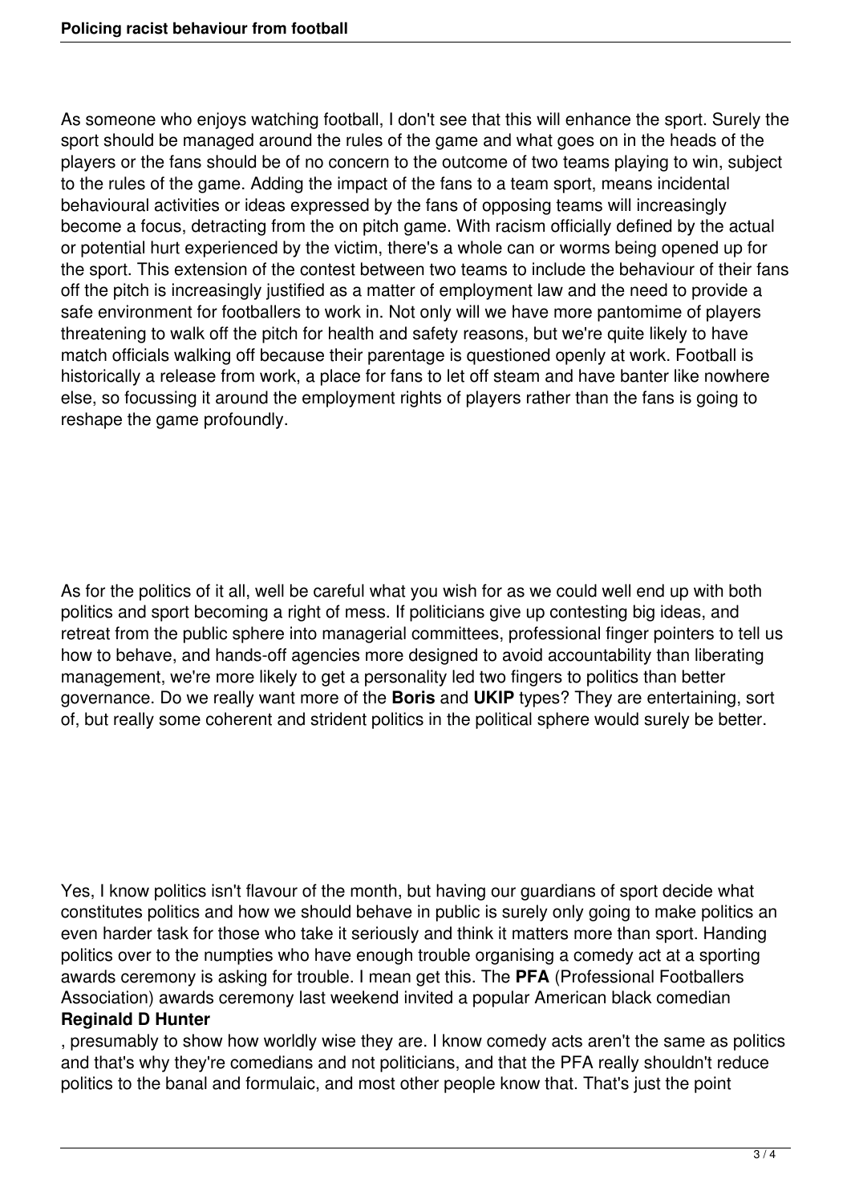As someone who enjoys watching football, I don't see that this will enhance the sport. Surely the sport should be managed around the rules of the game and what goes on in the heads of the players or the fans should be of no concern to the outcome of two teams playing to win, subject to the rules of the game. Adding the impact of the fans to a team sport, means incidental behavioural activities or ideas expressed by the fans of opposing teams will increasingly become a focus, detracting from the on pitch game. With racism officially defined by the actual or potential hurt experienced by the victim, there's a whole can or worms being opened up for the sport. This extension of the contest between two teams to include the behaviour of their fans off the pitch is increasingly justified as a matter of employment law and the need to provide a safe environment for footballers to work in. Not only will we have more pantomime of players threatening to walk off the pitch for health and safety reasons, but we're quite likely to have match officials walking off because their parentage is questioned openly at work. Football is historically a release from work, a place for fans to let off steam and have banter like nowhere else, so focussing it around the employment rights of players rather than the fans is going to reshape the game profoundly.

As for the politics of it all, well be careful what you wish for as we could well end up with both politics and sport becoming a right of mess. If politicians give up contesting big ideas, and retreat from the public sphere into managerial committees, professional finger pointers to tell us how to behave, and hands-off agencies more designed to avoid accountability than liberating management, we're more likely to get a personality led two fingers to politics than better governance. Do we really want more of the **Boris** and **UKIP** types? They are entertaining, sort of, but really some coherent and strident politics in the political sphere would surely be better.

Yes, I know politics isn't flavour of the month, but having our guardians of sport decide what constitutes politics and how we should behave in public is surely only going to make politics an even harder task for those who take it seriously and think it matters more than sport. Handing politics over to the numpties who have enough trouble organising a comedy act at a sporting awards ceremony is asking for trouble. I mean get this. The **PFA** (Professional Footballers Association) awards ceremony last weekend invited a popular American black comedian **Reginald D Hunter**, presumably to show how worldly wise they are. I know comedy acts aren't the same as politics and that's why they're comedians and not politicians, and that the PFA really shouldn't reduce politics to the banal and formulaic, and most other people know that. That's just the point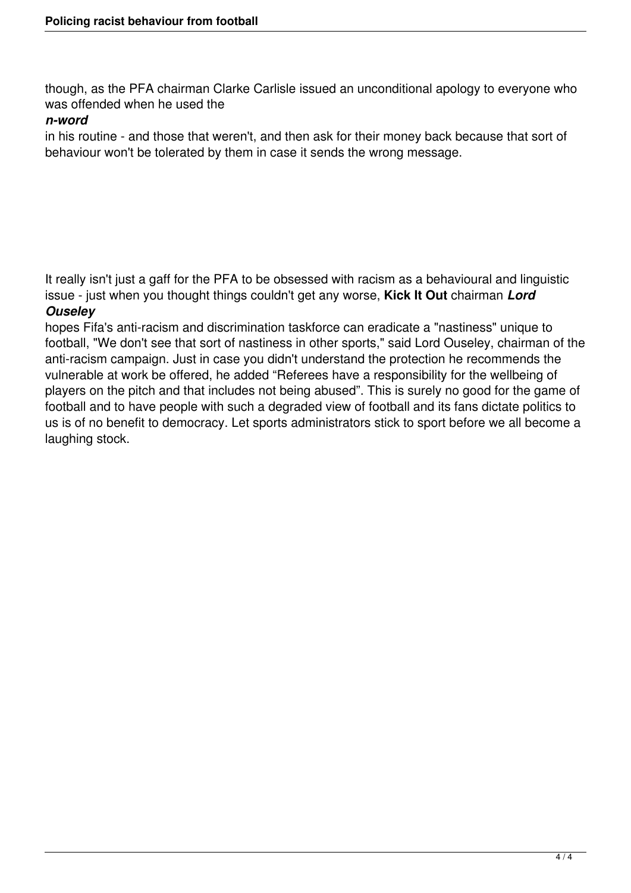though, as the PFA chairman Clarke Carlisle issued an unconditional apology to everyone who was offended when he used the ***n-word*** in his routine - and those that weren't, and then ask for their money back because that sort of behaviour won't be tolerated by them in case it sends the wrong message.

It really isn't just a gaff for the PFA to be obsessed with racism as a behavioural and linguistic issue - just when you thought things couldn't get any worse, **Kick It Out** chairman ***Lord Ouseley*** hopes Fifa's anti-racism and discrimination taskforce can eradicate a "nastiness" unique to football, "We don't see that sort of nastiness in other sports," said Lord Ouseley, chairman of the anti-racism campaign. Just in case you didn't understand the protection he recommends the vulnerable at work be offered, he added "Referees have a responsibility for the wellbeing of players on the pitch and that includes not being abused". This is surely no good for the game of football and to have people with such a degraded view of football and its fans dictate politics to us is of no benefit to democracy. Let sports administrators stick to sport before we all become a laughing stock.